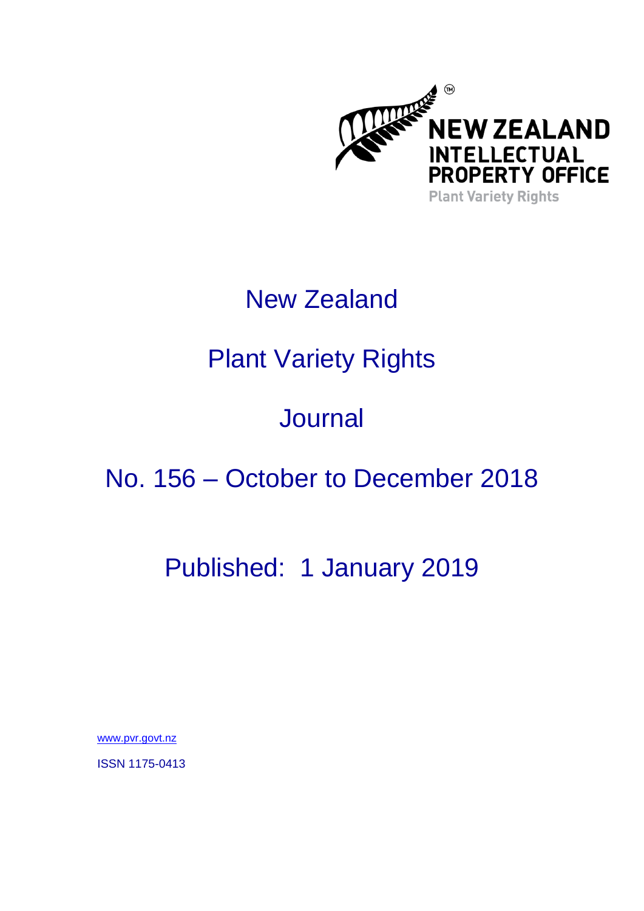NEW ZEALAND INTELLECTUAL PROPERTY OFFICE

Plant Variety Rights

# New Zealand

# Plant Variety Rights

# Journal

# No. 156 – October to December 2018

## Published: 1 January 2019

www.pvr.govt.nz

ISSN 1175-0413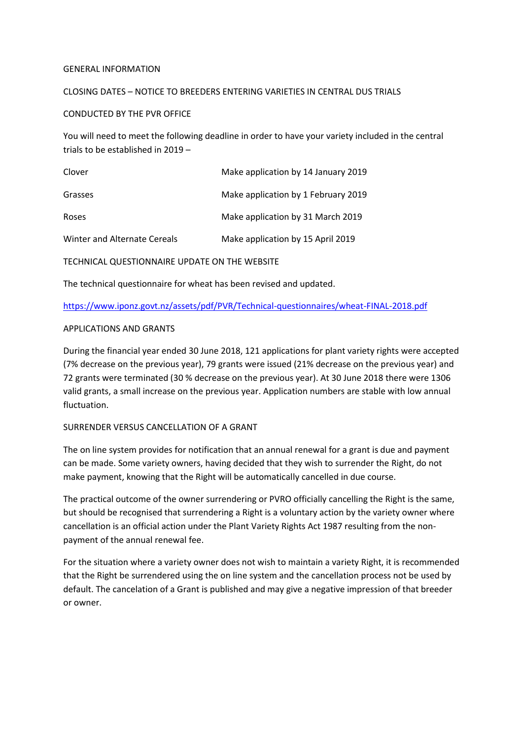## GENERAL INFORMATION

### CLOSING DATES – NOTICE TO BREEDERS ENTERING VARIETIES IN CENTRAL DUS TRIALS

### CONDUCTED BY THE PVR OFFICE

You will need to meet the following deadline in order to have your variety included in the central trials to be established in 2019 –

| | |
|---|---|
| Clover | Make application by 14 January 2019 |
| Grasses | Make application by 1 February 2019 |
| Roses | Make application by 31 March 2019 |
| Winter and Alternate Cereals | Make application by 15 April 2019 |

### TECHNICAL QUESTIONNAIRE UPDATE ON THE WEBSITE

The technical questionnaire for wheat has been revised and updated.

https://www.iponz.govt.nz/assets/pdf/PVR/Technical-questionnaires/wheat-FINAL-2018.pdf

### APPLICATIONS AND GRANTS

During the financial year ended 30 June 2018, 121 applications for plant variety rights were accepted (7% decrease on the previous year), 79 grants were issued (21% decrease on the previous year) and 72 grants were terminated (30 % decrease on the previous year). At 30 June 2018 there were 1306 valid grants, a small increase on the previous year. Application numbers are stable with low annual fluctuation.

### SURRENDER VERSUS CANCELLATION OF A GRANT

The on line system provides for notification that an annual renewal for a grant is due and payment can be made. Some variety owners, having decided that they wish to surrender the Right, do not make payment, knowing that the Right will be automatically cancelled in due course.

The practical outcome of the owner surrendering or PVRO officially cancelling the Right is the same, but should be recognised that surrendering a Right is a voluntary action by the variety owner where cancellation is an official action under the Plant Variety Rights Act 1987 resulting from the non-payment of the annual renewal fee.

For the situation where a variety owner does not wish to maintain a variety Right, it is recommended that the Right be surrendered using the on line system and the cancellation process not be used by default. The cancelation of a Grant is published and may give a negative impression of that breeder or owner.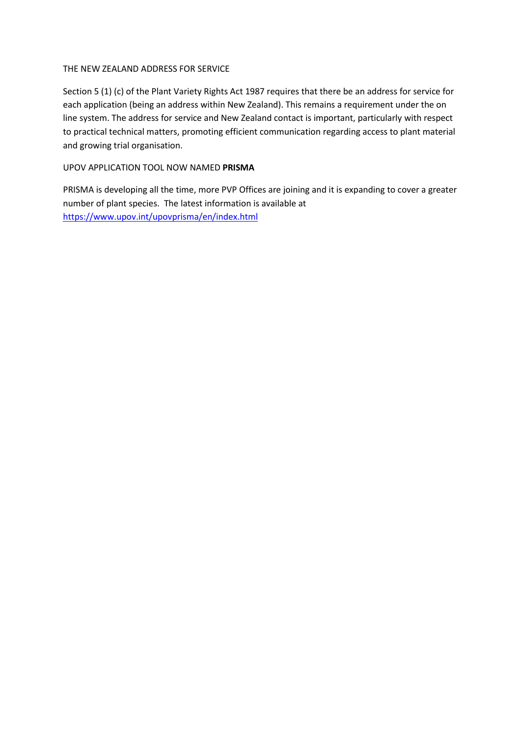## THE NEW ZEALAND ADDRESS FOR SERVICE

Section 5 (1) (c) of the Plant Variety Rights Act 1987 requires that there be an address for service for each application (being an address within New Zealand). This remains a requirement under the on line system. The address for service and New Zealand contact is important, particularly with respect to practical technical matters, promoting efficient communication regarding access to plant material and growing trial organisation.

## UPOV APPLICATION TOOL NOW NAMED **PRISMA**

PRISMA is developing all the time, more PVP Offices are joining and it is expanding to cover a greater number of plant species. The latest information is available at https://www.upov.int/upovprisma/en/index.html